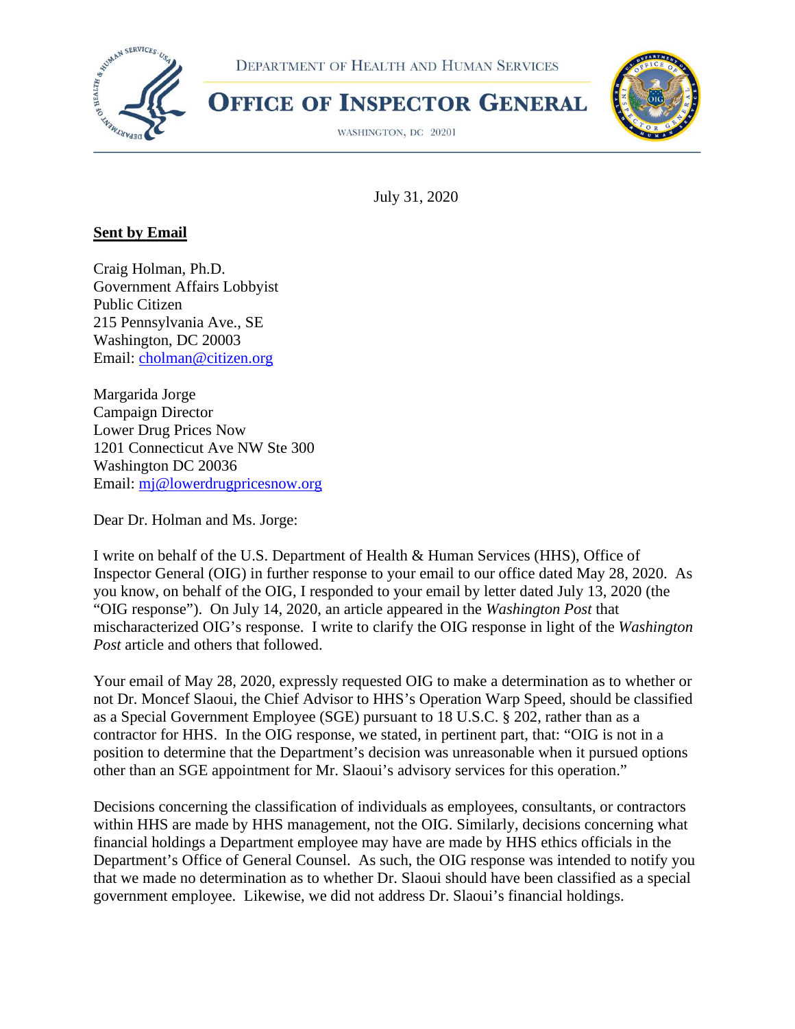DEPARTMENT OF HEALTH AND HUMAN SERVICES

# OFFICE OF INSPECTOR GENERAL

WASHINGTON, DC 20201

July 31, 2020

**Sent by Email**

Craig Holman, Ph.D.
Government Affairs Lobbyist
Public Citizen
215 Pennsylvania Ave., SE
Washington, DC 20003
Email: cholman@citizen.org

Margarida Jorge
Campaign Director
Lower Drug Prices Now
1201 Connecticut Ave NW Ste 300
Washington DC 20036
Email: mj@lowerdrugpricesnow.org

Dear Dr. Holman and Ms. Jorge:

I write on behalf of the U.S. Department of Health & Human Services (HHS), Office of Inspector General (OIG) in further response to your email to our office dated May 28, 2020. As you know, on behalf of the OIG, I responded to your email by letter dated July 13, 2020 (the "OIG response"). On July 14, 2020, an article appeared in the *Washington Post* that mischaracterized OIG's response. I write to clarify the OIG response in light of the *Washington Post* article and others that followed.

Your email of May 28, 2020, expressly requested OIG to make a determination as to whether or not Dr. Moncef Slaoui, the Chief Advisor to HHS's Operation Warp Speed, should be classified as a Special Government Employee (SGE) pursuant to 18 U.S.C. § 202, rather than as a contractor for HHS. In the OIG response, we stated, in pertinent part, that: "OIG is not in a position to determine that the Department's decision was unreasonable when it pursued options other than an SGE appointment for Mr. Slaoui's advisory services for this operation."

Decisions concerning the classification of individuals as employees, consultants, or contractors within HHS are made by HHS management, not the OIG. Similarly, decisions concerning what financial holdings a Department employee may have are made by HHS ethics officials in the Department's Office of General Counsel. As such, the OIG response was intended to notify you that we made no determination as to whether Dr. Slaoui should have been classified as a special government employee. Likewise, we did not address Dr. Slaoui's financial holdings.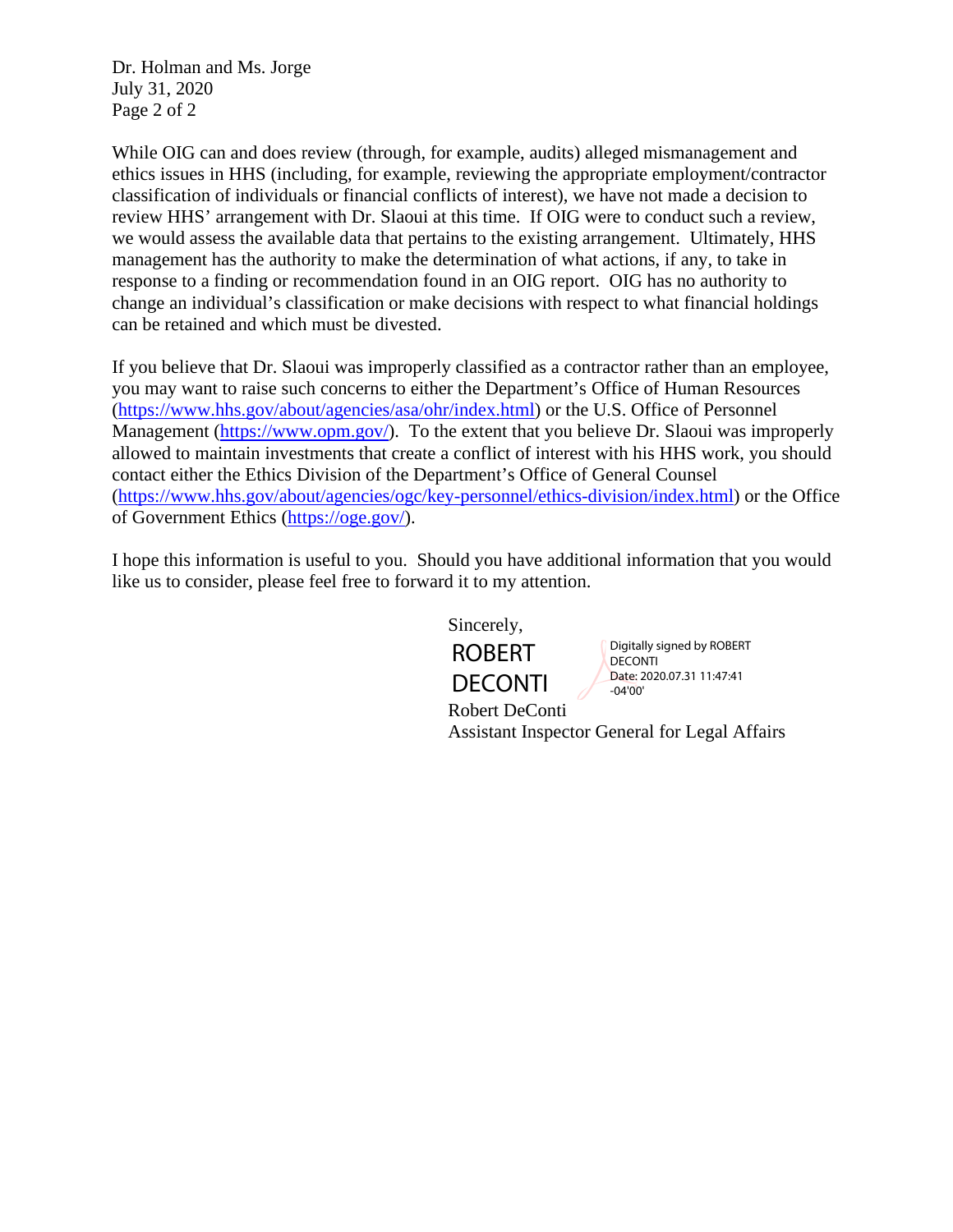While OIG can and does review (through, for example, audits) alleged mismanagement and ethics issues in HHS (including, for example, reviewing the appropriate employment/contractor classification of individuals or financial conflicts of interest), we have not made a decision to review HHS' arrangement with Dr. Slaoui at this time. If OIG were to conduct such a review, we would assess the available data that pertains to the existing arrangement. Ultimately, HHS management has the authority to make the determination of what actions, if any, to take in response to a finding or recommendation found in an OIG report. OIG has no authority to change an individual's classification or make decisions with respect to what financial holdings can be retained and which must be divested.

If you believe that Dr. Slaoui was improperly classified as a contractor rather than an employee, you may want to raise such concerns to either the Department's Office of Human Resources (https://www.hhs.gov/about/agencies/asa/ohr/index.html) or the U.S. Office of Personnel Management (https://www.opm.gov/). To the extent that you believe Dr. Slaoui was improperly allowed to maintain investments that create a conflict of interest with his HHS work, you should contact either the Ethics Division of the Department's Office of General Counsel (https://www.hhs.gov/about/agencies/ogc/key-personnel/ethics-division/index.html) or the Office of Government Ethics (https://oge.gov/).

I hope this information is useful to you. Should you have additional information that you would like us to consider, please feel free to forward it to my attention.

Sincerely,

ROBERT DECONTI

Digitally signed by ROBERT DECONTI
Date: 2020.07.31 11:47:41 -04'00'

Robert DeConti
Assistant Inspector General for Legal Affairs